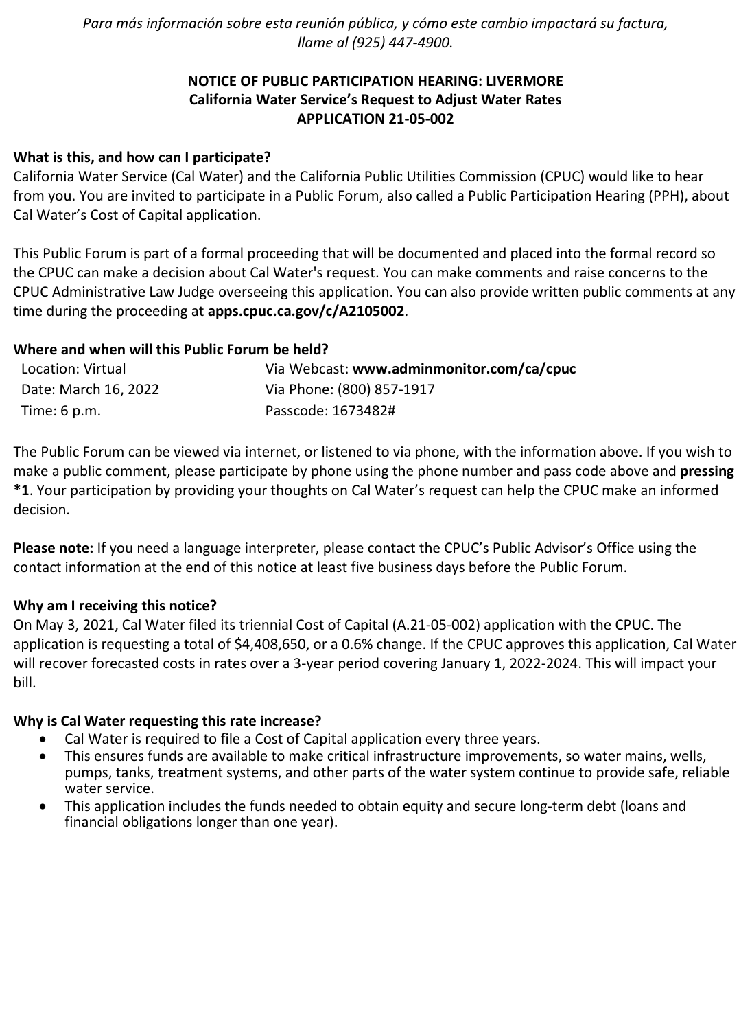*Para más información sobre esta reunión pública, y cómo este cambio impactará su factura, llame al (925) 447-4900.*

**NOTICE OF PUBLIC PARTICIPATION HEARING: LIVERMORE**
**California Water Service's Request to Adjust Water Rates**
**APPLICATION 21-05-002**

**What is this, and how can I participate?**

California Water Service (Cal Water) and the California Public Utilities Commission (CPUC) would like to hear from you. You are invited to participate in a Public Forum, also called a Public Participation Hearing (PPH), about Cal Water's Cost of Capital application.

This Public Forum is part of a formal proceeding that will be documented and placed into the formal record so the CPUC can make a decision about Cal Water's request. You can make comments and raise concerns to the CPUC Administrative Law Judge overseeing this application. You can also provide written public comments at any time during the proceeding at **apps.cpuc.ca.gov/c/A2105002**.

**Where and when will this Public Forum be held?**

| | |
|---|---|
| Location: Virtual | Via Webcast: **www.adminmonitor.com/ca/cpuc** |
| Date: March 16, 2022 | Via Phone: (800) 857-1917 |
| Time: 6 p.m. | Passcode: 1673482# |

The Public Forum can be viewed via internet, or listened to via phone, with the information above. If you wish to make a public comment, please participate by phone using the phone number and pass code above and **pressing *1**. Your participation by providing your thoughts on Cal Water's request can help the CPUC make an informed decision.

**Please note:** If you need a language interpreter, please contact the CPUC's Public Advisor's Office using the contact information at the end of this notice at least five business days before the Public Forum.

**Why am I receiving this notice?**

On May 3, 2021, Cal Water filed its triennial Cost of Capital (A.21-05-002) application with the CPUC. The application is requesting a total of $4,408,650, or a 0.6% change. If the CPUC approves this application, Cal Water will recover forecasted costs in rates over a 3-year period covering January 1, 2022-2024. This will impact your bill.

**Why is Cal Water requesting this rate increase?**

- Cal Water is required to file a Cost of Capital application every three years.
- This ensures funds are available to make critical infrastructure improvements, so water mains, wells, pumps, tanks, treatment systems, and other parts of the water system continue to provide safe, reliable water service.
- This application includes the funds needed to obtain equity and secure long-term debt (loans and financial obligations longer than one year).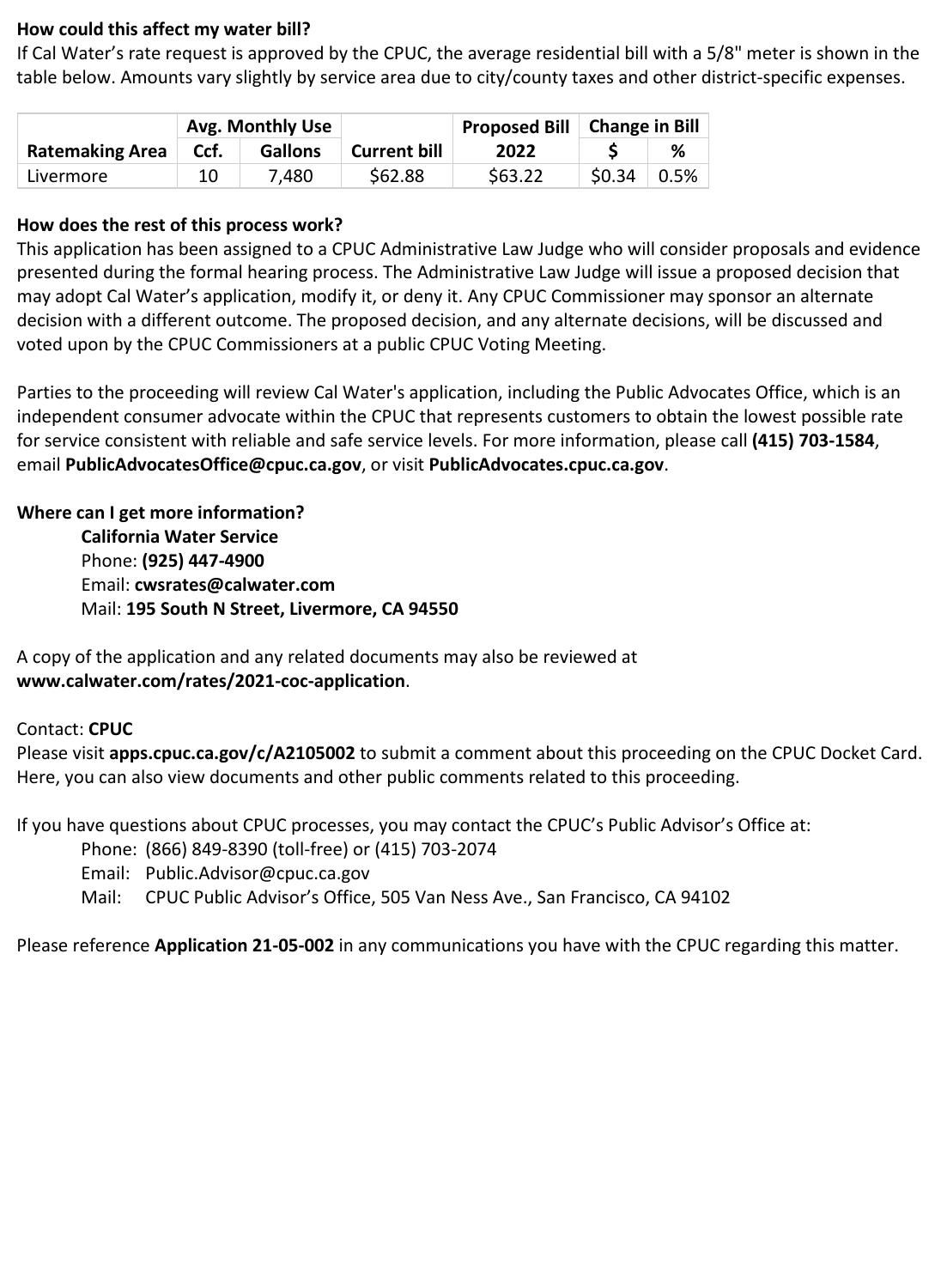**How could this affect my water bill?**

If Cal Water's rate request is approved by the CPUC, the average residential bill with a 5/8" meter is shown in the table below. Amounts vary slightly by service area due to city/county taxes and other district-specific expenses.

| | Avg. Monthly Use | | | Proposed Bill | Change in Bill | |
|---|---|---|---|---|---|---|
| Ratemaking Area | Ccf. | Gallons | Current bill | 2022 | $ | % |
| Livermore | 10 | 7,480 | $62.88 | $63.22 | $0.34 | 0.5% |

**How does the rest of this process work?**

This application has been assigned to a CPUC Administrative Law Judge who will consider proposals and evidence presented during the formal hearing process. The Administrative Law Judge will issue a proposed decision that may adopt Cal Water's application, modify it, or deny it. Any CPUC Commissioner may sponsor an alternate decision with a different outcome. The proposed decision, and any alternate decisions, will be discussed and voted upon by the CPUC Commissioners at a public CPUC Voting Meeting.

Parties to the proceeding will review Cal Water's application, including the Public Advocates Office, which is an independent consumer advocate within the CPUC that represents customers to obtain the lowest possible rate for service consistent with reliable and safe service levels. For more information, please call **(415) 703-1584**, email **PublicAdvocatesOffice@cpuc.ca.gov**, or visit **PublicAdvocates.cpuc.ca.gov**.

**Where can I get more information?**

**California Water Service**
Phone: **(925) 447-4900**
Email: **cwsrates@calwater.com**
Mail: **195 South N Street, Livermore, CA 94550**

A copy of the application and any related documents may also be reviewed at **www.calwater.com/rates/2021-coc-application**.

Contact: **CPUC**
Please visit **apps.cpuc.ca.gov/c/A2105002** to submit a comment about this proceeding on the CPUC Docket Card. Here, you can also view documents and other public comments related to this proceeding.

If you have questions about CPUC processes, you may contact the CPUC's Public Advisor's Office at:

Phone: (866) 849-8390 (toll-free) or (415) 703-2074
Email: Public.Advisor@cpuc.ca.gov
Mail: CPUC Public Advisor's Office, 505 Van Ness Ave., San Francisco, CA 94102

Please reference **Application 21-05-002** in any communications you have with the CPUC regarding this matter.